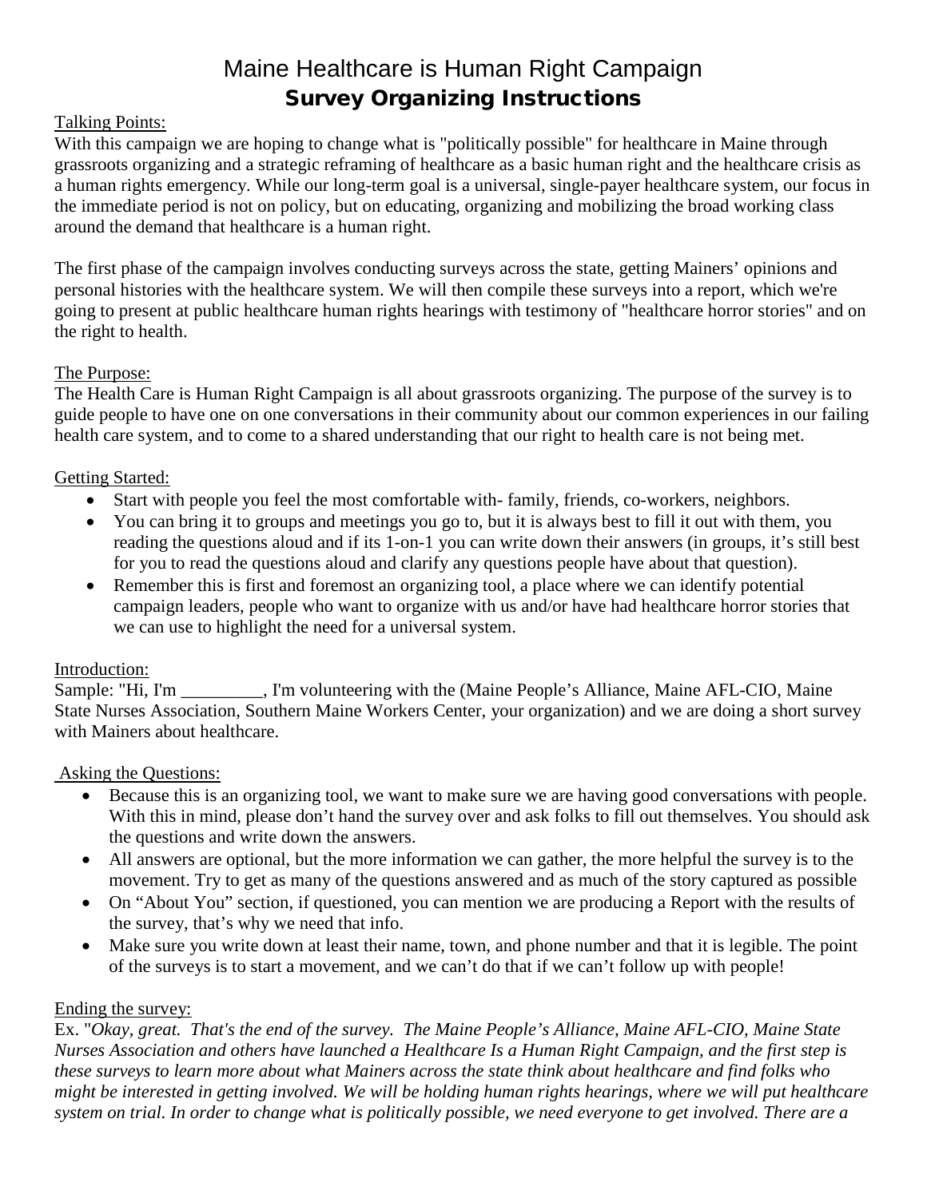# Maine Healthcare is Human Right Campaign
## **Survey Organizing Instructions**

Talking Points:

With this campaign we are hoping to change what is "politically possible" for healthcare in Maine through grassroots organizing and a strategic reframing of healthcare as a basic human right and the healthcare crisis as a human rights emergency. While our long-term goal is a universal, single-payer healthcare system, our focus in the immediate period is not on policy, but on educating, organizing and mobilizing the broad working class around the demand that healthcare is a human right.

The first phase of the campaign involves conducting surveys across the state, getting Mainers' opinions and personal histories with the healthcare system. We will then compile these surveys into a report, which we're going to present at public healthcare human rights hearings with testimony of "healthcare horror stories" and on the right to health.

The Purpose:

The Health Care is Human Right Campaign is all about grassroots organizing. The purpose of the survey is to guide people to have one on one conversations in their community about our common experiences in our failing health care system, and to come to a shared understanding that our right to health care is not being met.

Getting Started:

- Start with people you feel the most comfortable with- family, friends, co-workers, neighbors.
- You can bring it to groups and meetings you go to, but it is always best to fill it out with them, you reading the questions aloud and if its 1-on-1 you can write down their answers (in groups, it's still best for you to read the questions aloud and clarify any questions people have about that question).
- Remember this is first and foremost an organizing tool, a place where we can identify potential campaign leaders, people who want to organize with us and/or have had healthcare horror stories that we can use to highlight the need for a universal system.

Introduction:

Sample: "Hi, I'm _________, I'm volunteering with the (Maine People's Alliance, Maine AFL-CIO, Maine State Nurses Association, Southern Maine Workers Center, your organization) and we are doing a short survey with Mainers about healthcare.

Asking the Questions:

- Because this is an organizing tool, we want to make sure we are having good conversations with people. With this in mind, please don't hand the survey over and ask folks to fill out themselves. You should ask the questions and write down the answers.
- All answers are optional, but the more information we can gather, the more helpful the survey is to the movement. Try to get as many of the questions answered and as much of the story captured as possible
- On "About You" section, if questioned, you can mention we are producing a Report with the results of the survey, that's why we need that info.
- Make sure you write down at least their name, town, and phone number and that it is legible. The point of the surveys is to start a movement, and we can't do that if we can't follow up with people!

Ending the survey:

Ex. "*Okay, great. That's the end of the survey. The Maine People's Alliance, Maine AFL-CIO, Maine State Nurses Association and others have launched a Healthcare Is a Human Right Campaign, and the first step is these surveys to learn more about what Mainers across the state think about healthcare and find folks who might be interested in getting involved. We will be holding human rights hearings, where we will put healthcare system on trial. In order to change what is politically possible, we need everyone to get involved. There are a*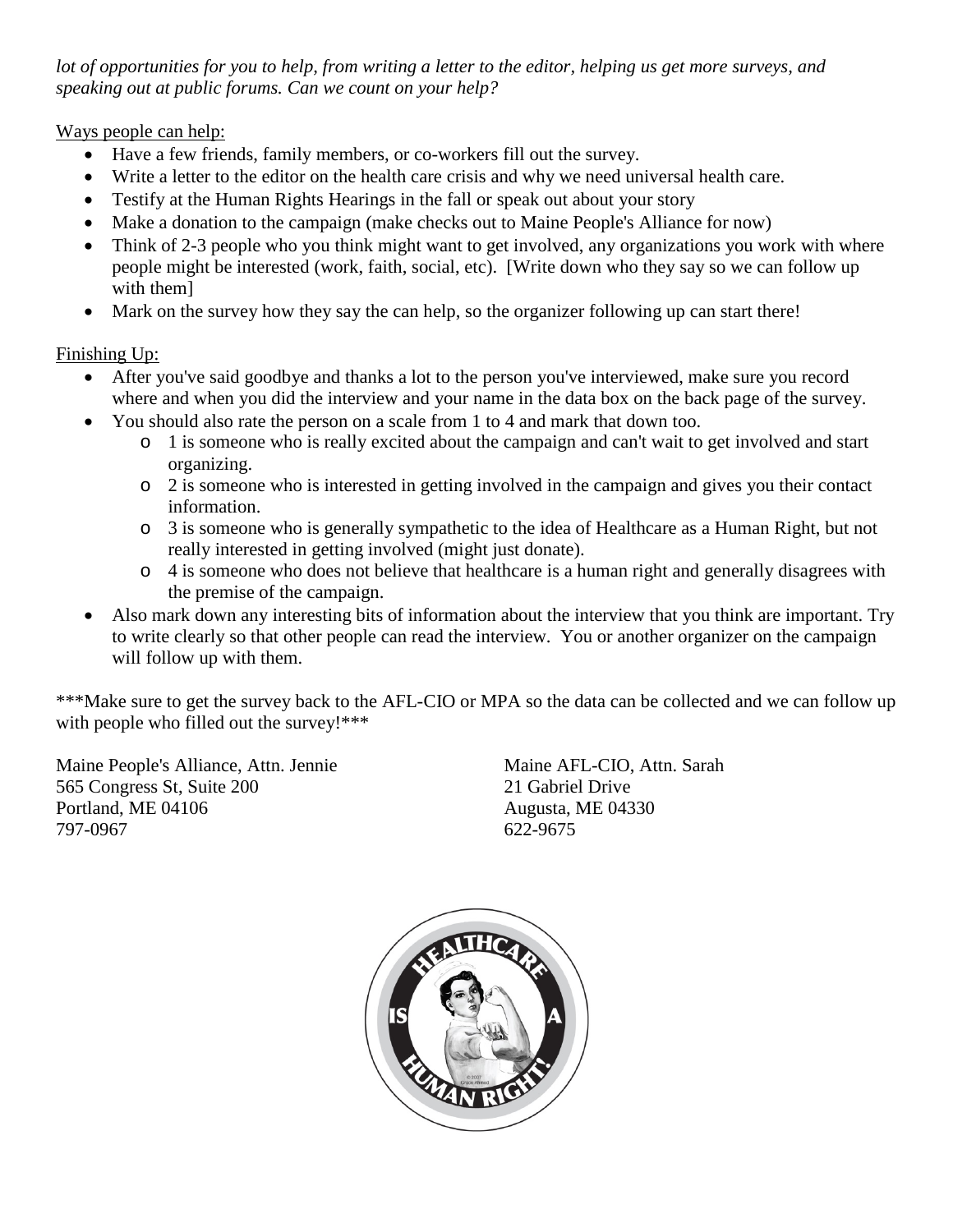*lot of opportunities for you to help, from writing a letter to the editor, helping us get more surveys, and speaking out at public forums. Can we count on your help?*

Ways people can help:

- Have a few friends, family members, or co-workers fill out the survey.
- Write a letter to the editor on the health care crisis and why we need universal health care.
- Testify at the Human Rights Hearings in the fall or speak out about your story
- Make a donation to the campaign (make checks out to Maine People's Alliance for now)
- Think of 2-3 people who you think might want to get involved, any organizations you work with where people might be interested (work, faith, social, etc). [Write down who they say so we can follow up with them]
- Mark on the survey how they say the can help, so the organizer following up can start there!

Finishing Up:

- After you've said goodbye and thanks a lot to the person you've interviewed, make sure you record where and when you did the interview and your name in the data box on the back page of the survey.
- You should also rate the person on a scale from 1 to 4 and mark that down too.
  - 1 is someone who is really excited about the campaign and can't wait to get involved and start organizing.
  - 2 is someone who is interested in getting involved in the campaign and gives you their contact information.
  - 3 is someone who is generally sympathetic to the idea of Healthcare as a Human Right, but not really interested in getting involved (might just donate).
  - 4 is someone who does not believe that healthcare is a human right and generally disagrees with the premise of the campaign.
- Also mark down any interesting bits of information about the interview that you think are important. Try to write clearly so that other people can read the interview. You or another organizer on the campaign will follow up with them.

***Make sure to get the survey back to the AFL-CIO or MPA so the data can be collected and we can follow up with people who filled out the survey!***

Maine People's Alliance, Attn. Jennie
565 Congress St, Suite 200
Portland, ME 04106
797-0967

Maine AFL-CIO, Attn. Sarah
21 Gabriel Drive
Augusta, ME 04330
622-9675

HEALTHCARE IS A HUMAN RIGHT!